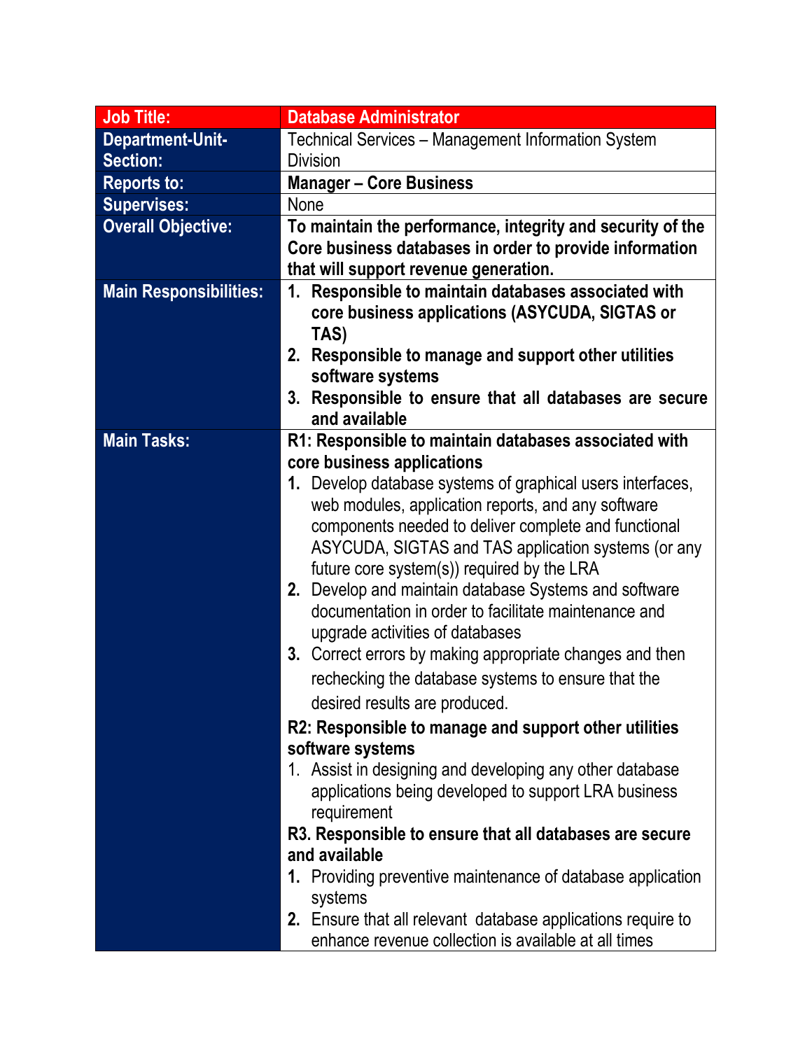| **Job Title:** | **Database Administrator** |
| --- | --- |
| **Department-Unit-Section:** | Technical Services – Management Information System Division |
| **Reports to:** | **Manager – Core Business** |
| **Supervises:** | None |
| **Overall Objective:** | **To maintain the performance, integrity and security of the Core business databases in order to provide information that will support revenue generation.** |
| **Main Responsibilities:** | **1. Responsible to maintain databases associated with core business applications (ASYCUDA, SIGTAS or TAS)**<br>**2. Responsible to manage and support other utilities software systems**<br>**3. Responsible to ensure that all databases are secure and available** |
| **Main Tasks:** | **R1: Responsible to maintain databases associated with core business applications**<br>**1.** Develop database systems of graphical users interfaces, web modules, application reports, and any software components needed to deliver complete and functional ASYCUDA, SIGTAS and TAS application systems (or any future core system(s)) required by the LRA<br>**2.** Develop and maintain database Systems and software documentation in order to facilitate maintenance and upgrade activities of databases<br>**3.** Correct errors by making appropriate changes and then rechecking the database systems to ensure that the desired results are produced.<br>**R2: Responsible to manage and support other utilities software systems**<br>1. Assist in designing and developing any other database applications being developed to support LRA business requirement<br>**R3. Responsible to ensure that all databases are secure and available**<br>**1.** Providing preventive maintenance of database application systems<br>**2.** Ensure that all relevant database applications require to enhance revenue collection is available at all times |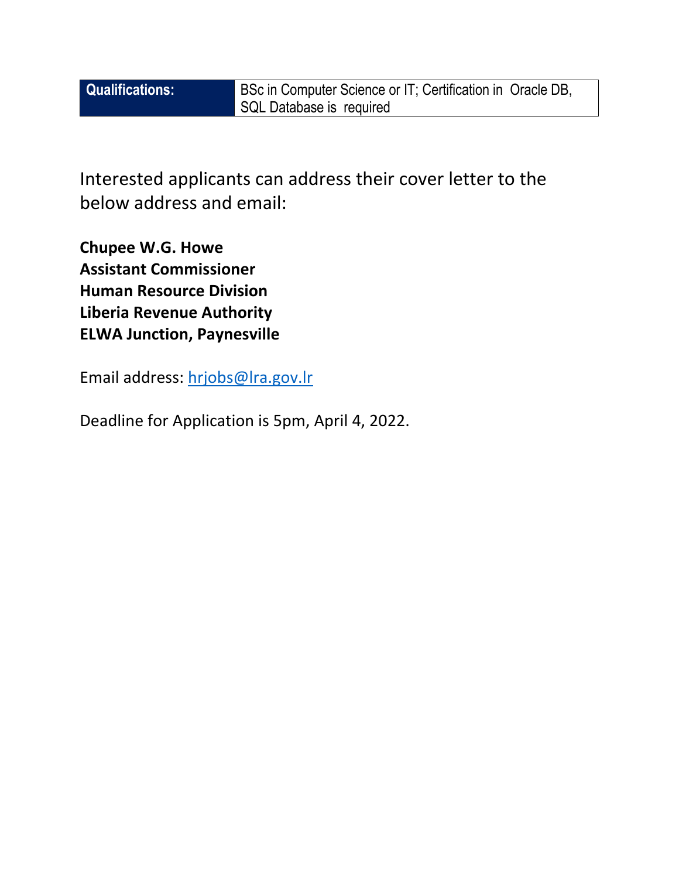| | |
|---|---|
| **Qualifications:** | BSc in Computer Science or IT; Certification in Oracle DB, SQL Database is required |

Interested applicants can address their cover letter to the below address and email:

**Chupee W.G. Howe**
**Assistant Commissioner**
**Human Resource Division**
**Liberia Revenue Authority**
**ELWA Junction, Paynesville**

Email address: hrjobs@lra.gov.lr

Deadline for Application is 5pm, April 4, 2022.